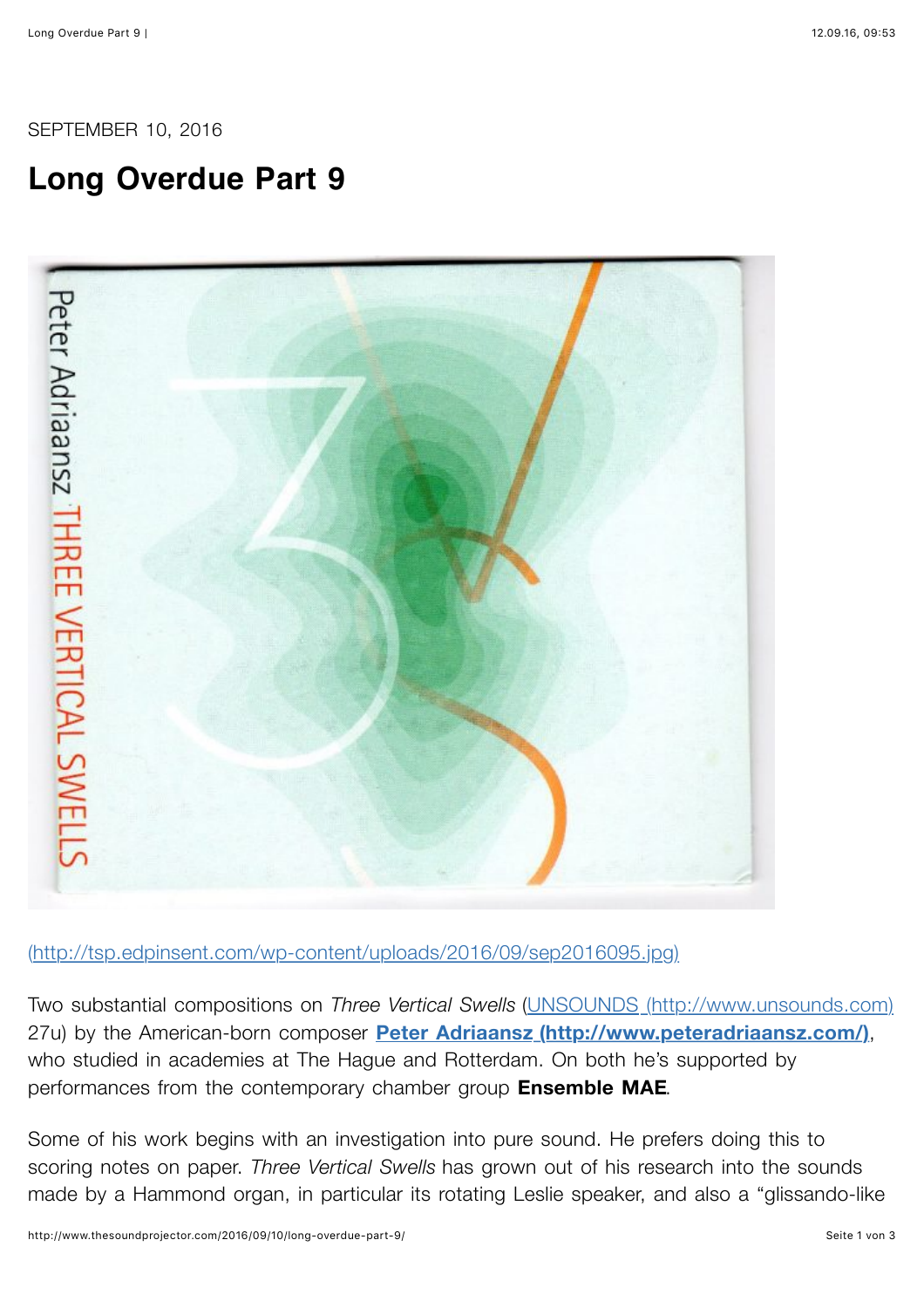SEPTEMBER 10, 2016

# Long Overdue Part 9

(http://tsp.edpinsent.com/wp-content/uploads/2016/09/sep2016095.jpg)

Two substantial compositions on *Three Vertical Swells* (UNSOUNDS (http://www.unsounds.com) 27u) by the American-born composer **Peter Adriaansz (http://www.peteradriaansz.com/)**, who studied in academies at The Hague and Rotterdam. On both he's supported by performances from the contemporary chamber group **Ensemble MAE**.

Some of his work begins with an investigation into pure sound. He prefers doing this to scoring notes on paper. *Three Vertical Swells* has grown out of his research into the sounds made by a Hammond organ, in particular its rotating Leslie speaker, and also a "glissando-like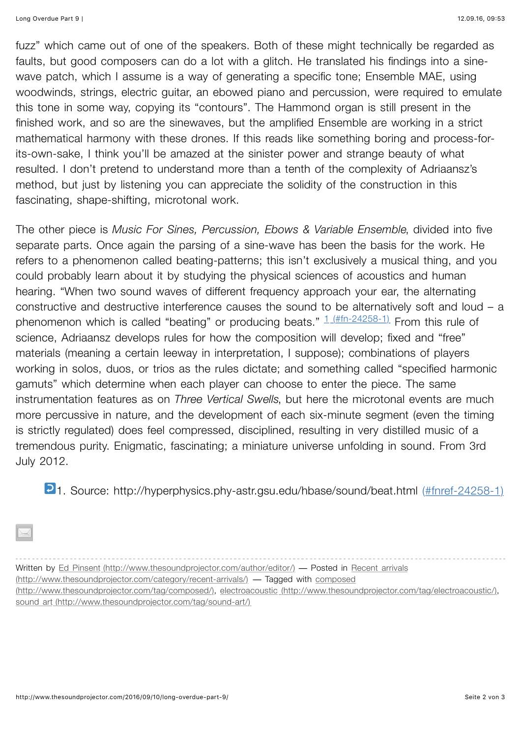fuzz" which came out of one of the speakers. Both of these might technically be regarded as faults, but good composers can do a lot with a glitch. He translated his findings into a sine-wave patch, which I assume is a way of generating a specific tone; Ensemble MAE, using woodwinds, strings, electric guitar, an ebowed piano and percussion, were required to emulate this tone in some way, copying its "contours". The Hammond organ is still present in the finished work, and so are the sinewaves, but the amplified Ensemble are working in a strict mathematical harmony with these drones. If this reads like something boring and process-for-its-own-sake, I think you'll be amazed at the sinister power and strange beauty of what resulted. I don't pretend to understand more than a tenth of the complexity of Adriaansz's method, but just by listening you can appreciate the solidity of the construction in this fascinating, shape-shifting, microtonal work.

The other piece is *Music For Sines, Percussion, Ebows & Variable Ensemble*, divided into five separate parts. Once again the parsing of a sine-wave has been the basis for the work. He refers to a phenomenon called beating-patterns; this isn't exclusively a musical thing, and you could probably learn about it by studying the physical sciences of acoustics and human hearing. "When two sound waves of different frequency approach your ear, the alternating constructive and destructive interference causes the sound to be alternatively soft and loud – a phenomenon which is called "beating" or producing beats." [1 (#fn-24258-1)] From this rule of science, Adriaansz develops rules for how the composition will develop; fixed and "free" materials (meaning a certain leeway in interpretation, I suppose); combinations of players working in solos, duos, or trios as the rules dictate; and something called "specified harmonic gamuts" which determine when each player can choose to enter the piece. The same instrumentation features as on *Three Vertical Swells*, but here the microtonal events are much more percussive in nature, and the development of each six-minute segment (even the timing is strictly regulated) does feel compressed, disciplined, resulting in very distilled music of a tremendous purity. Enigmatic, fascinating; a miniature universe unfolding in sound. From 3rd July 2012.

1. Source: http://hyperphysics.phy-astr.gsu.edu/hbase/sound/beat.html (#fnref-24258-1)

---

Written by Ed Pinsent (http://www.thesoundprojector.com/author/editor/) — Posted in Recent arrivals (http://www.thesoundprojector.com/category/recent-arrivals/) — Tagged with composed (http://www.thesoundprojector.com/tag/composed/), electroacoustic (http://www.thesoundprojector.com/tag/electroacoustic/), sound art (http://www.thesoundprojector.com/tag/sound-art/)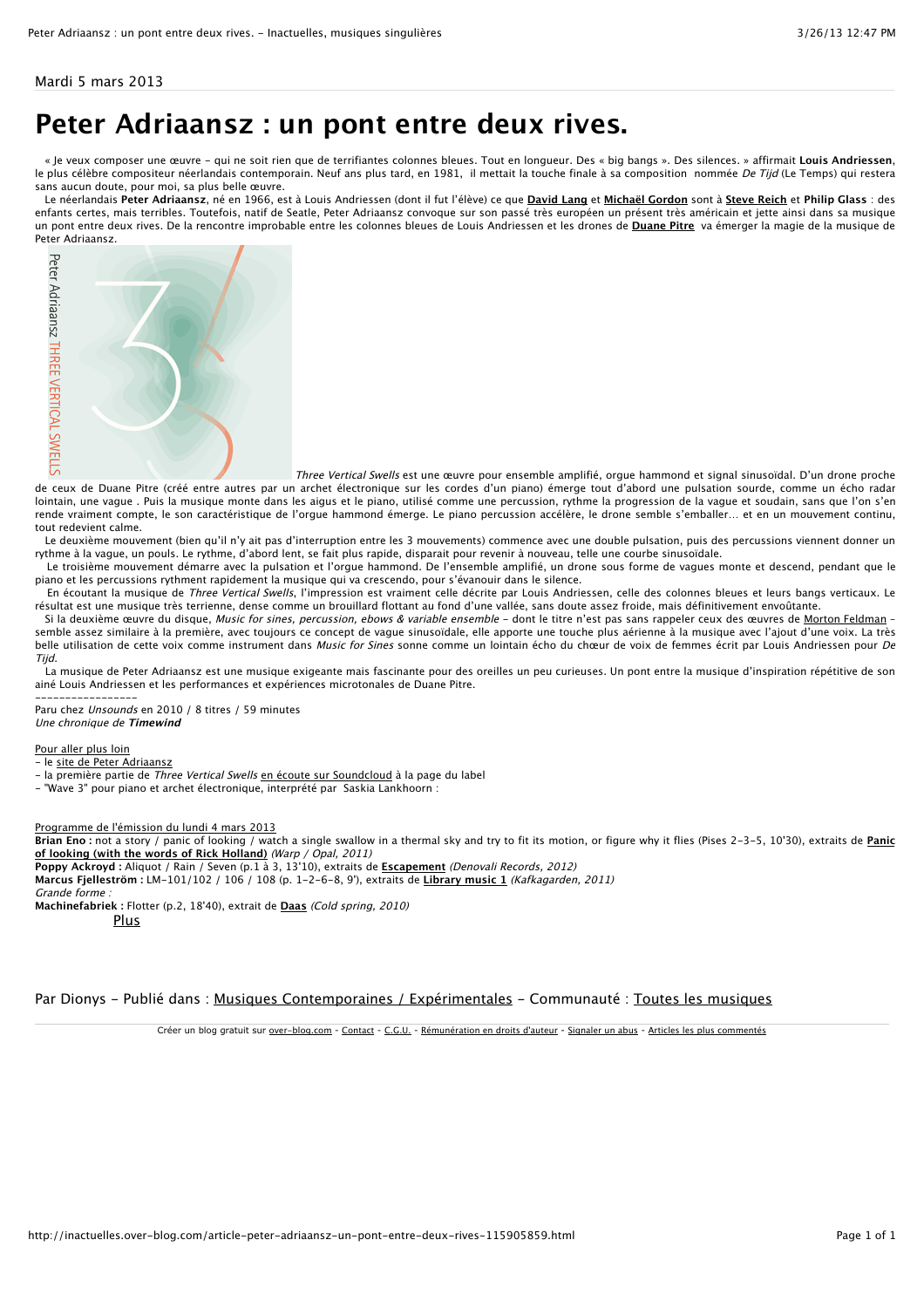Mardi 5 mars 2013

# Peter Adriaansz : un pont entre deux rives.

« Je veux composer une œuvre – qui ne soit rien que de terrifiantes colonnes bleues. Tout en longueur. Des « big bangs ». Des silences. » affirmait **Louis Andriessen**, le plus célèbre compositeur néerlandais contemporain. Neuf ans plus tard, en 1981, il mettait la touche finale à sa composition nommée *De Tijd* (Le Temps) qui restera sans aucun doute, pour moi, sa plus belle œuvre.

Le néerlandais **Peter Adriaansz**, né en 1966, est à Louis Andriessen (dont il fut l'élève) ce que **David Lang** et **Michaël Gordon** sont à **Steve Reich** et **Philip Glass** : des enfants certes, mais terribles. Toutefois, natif de Seatle, Peter Adriaansz convoque sur son passé très européen un présent très américain et jette ainsi dans sa musique un pont entre deux rives. De la rencontre improbable entre les colonnes bleues de Louis Andriessen et les drones de **Duane Pitre** va émerger la magie de la musique de Peter Adriaansz.

*Three Vertical Swells* est une œuvre pour ensemble amplifié, orgue hammond et signal sinusoïdal. D'un drone proche de ceux de Duane Pitre (créé entre autres par un archet électronique sur les cordes d'un piano) émerge tout d'abord une pulsation sourde, comme un écho radar lointain, une vague . Puis la musique monte dans les aigus et le piano, utilisé comme une percussion, rythme la progression de la vague et soudain, sans que l'on s'en rende vraiment compte, le son caractéristique de l'orgue hammond émerge. Le piano percussion accélère, le drone semble s'emballer… et en un mouvement continu, tout redevient calme.

Le deuxième mouvement (bien qu'il n'y ait pas d'interruption entre les 3 mouvements) commence avec une double pulsation, puis des percussions viennent donner un rythme à la vague, un pouls. Le rythme, d'abord lent, se fait plus rapide, disparait pour revenir à nouveau, telle une courbe sinusoïdale.

Le troisième mouvement démarre avec la pulsation et l'orgue hammond. De l'ensemble amplifié, un drone sous forme de vagues monte et descend, pendant que le piano et les percussions rythment rapidement la musique qui va crescendo, pour s'évanouir dans le silence.

En écoutant la musique de *Three Vertical Swells*, l'impression est vraiment celle décrite par Louis Andriessen, celle des colonnes bleues et leurs bangs verticaux. Le résultat est une musique très terrienne, dense comme un brouillard flottant au fond d'une vallée, sans doute assez froide, mais définitivement envoûtante.

Si la deuxième œuvre du disque, *Music for sines, percussion, ebows & variable ensemble* – dont le titre n'est pas sans rappeler ceux des œuvres de Morton Feldman – semble assez similaire à la première, avec toujours ce concept de vague sinusoïdale, elle apporte une touche plus aérienne à la musique avec l'ajout d'une voix. La très belle utilisation de cette voix comme instrument dans *Music for Sines* sonne comme un lointain écho du chœur de voix de femmes écrit par Louis Andriessen pour *De Tijd*.

La musique de Peter Adriaansz est une musique exigeante mais fascinante pour des oreilles un peu curieuses. Un pont entre la musique d'inspiration répétitive de son ainé Louis Andriessen et les performances et expériences microtonales de Duane Pitre.

-----------------

Paru chez *Unsounds* en 2010 / 8 titres / 59 minutes
*Une chronique de* ***Timewind***

Pour aller plus loin
- le site de Peter Adriaansz
- la première partie de *Three Vertical Swells* en écoute sur Soundcloud à la page du label
- "Wave 3" pour piano et archet électronique, interprété par Saskia Lankhoorn :

Programme de l'émission du lundi 4 mars 2013
**Brian Eno :** not a story / panic of looking / watch a single swallow in a thermal sky and try to fit its motion, or figure why it flies (Pises 2-3-5, 10'30), extraits de **Panic of looking (with the words of Rick Holland)** *(Warp / Opal, 2011)*
**Poppy Ackroyd :** Aliquot / Rain / Seven (p.1 à 3, 13'10), extraits de **Escapement** *(Denovali Records, 2012)*
**Marcus Fjellström :** LM-101/102 / 106 / 108 (p. 1-2-6-8, 9'), extraits de **Library music 1** *(Kafkagarden, 2011)*
*Grande forme :*
**Machinefabriek :** Flotter (p.2, 18'40), extrait de **Daas** *(Cold spring, 2010)*

Plus

Par Dionys - Publié dans : Musiques Contemporaines / Expérimentales - Communauté : Toutes les musiques

Créer un blog gratuit sur over-blog.com - Contact - C.G.U. - Rémunération en droits d'auteur - Signaler un abus - Articles les plus commentés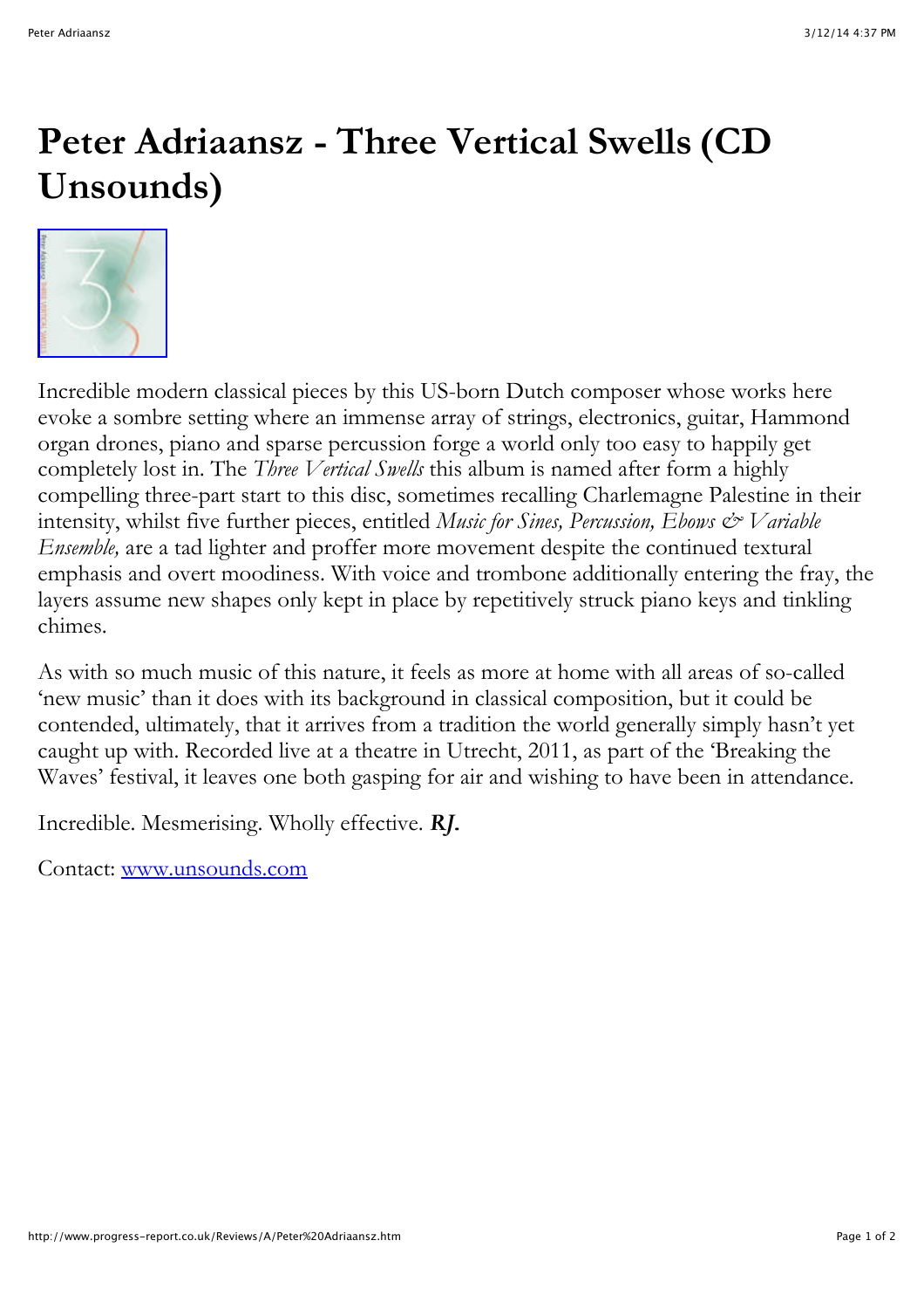# Peter Adriaansz - Three Vertical Swells (CD Unsounds)

Incredible modern classical pieces by this US-born Dutch composer whose works here evoke a sombre setting where an immense array of strings, electronics, guitar, Hammond organ drones, piano and sparse percussion forge a world only too easy to happily get completely lost in. The *Three Vertical Swells* this album is named after form a highly compelling three-part start to this disc, sometimes recalling Charlemagne Palestine in their intensity, whilst five further pieces, entitled *Music for Sines, Percussion, Ebows & Variable Ensemble,* are a tad lighter and proffer more movement despite the continued textural emphasis and overt moodiness. With voice and trombone additionally entering the fray, the layers assume new shapes only kept in place by repetitively struck piano keys and tinkling chimes.

As with so much music of this nature, it feels as more at home with all areas of so-called 'new music' than it does with its background in classical composition, but it could be contended, ultimately, that it arrives from a tradition the world generally simply hasn't yet caught up with. Recorded live at a theatre in Utrecht, 2011, as part of the 'Breaking the Waves' festival, it leaves one both gasping for air and wishing to have been in attendance.

Incredible. Mesmerising. Wholly effective. ***RJ.***

Contact: [www.unsounds.com](http://www.unsounds.com)